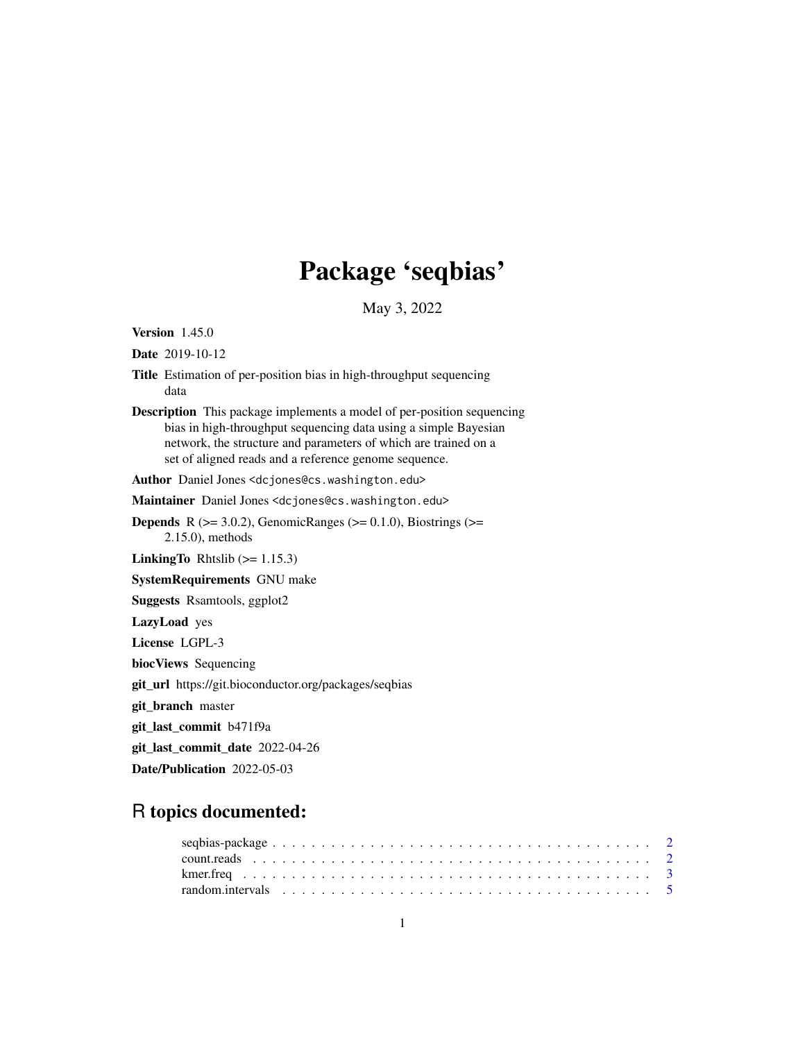# Package 'seqbias'

May 3, 2022

**Version** 1.45.0

**Date** 2019-10-12

**Title** Estimation of per-position bias in high-throughput sequencing data

**Description** This package implements a model of per-position sequencing bias in high-throughput sequencing data using a simple Bayesian network, the structure and parameters of which are trained on a set of aligned reads and a reference genome sequence.

**Author** Daniel Jones <dcjones@cs.washington.edu>

**Maintainer** Daniel Jones <dcjones@cs.washington.edu>

**Depends** R (>= 3.0.2), GenomicRanges (>= 0.1.0), Biostrings (>= 2.15.0), methods

**LinkingTo** Rhtslib (>= 1.15.3)

**SystemRequirements** GNU make

**Suggests** Rsamtools, ggplot2

**LazyLoad** yes

**License** LGPL-3

**biocViews** Sequencing

**git_url** https://git.bioconductor.org/packages/seqbias

**git_branch** master

**git_last_commit** b471f9a

**git_last_commit_date** 2022-04-26

**Date/Publication** 2022-05-03

## R topics documented:

seqbias-package . . . . . . . . . . . . . . . . . . . . . . . . . . . . . . . . . . . . 2
count.reads . . . . . . . . . . . . . . . . . . . . . . . . . . . . . . . . . . . . . . 2
kmer.freq . . . . . . . . . . . . . . . . . . . . . . . . . . . . . . . . . . . . . . . 3
random.intervals . . . . . . . . . . . . . . . . . . . . . . . . . . . . . . . . . . . 5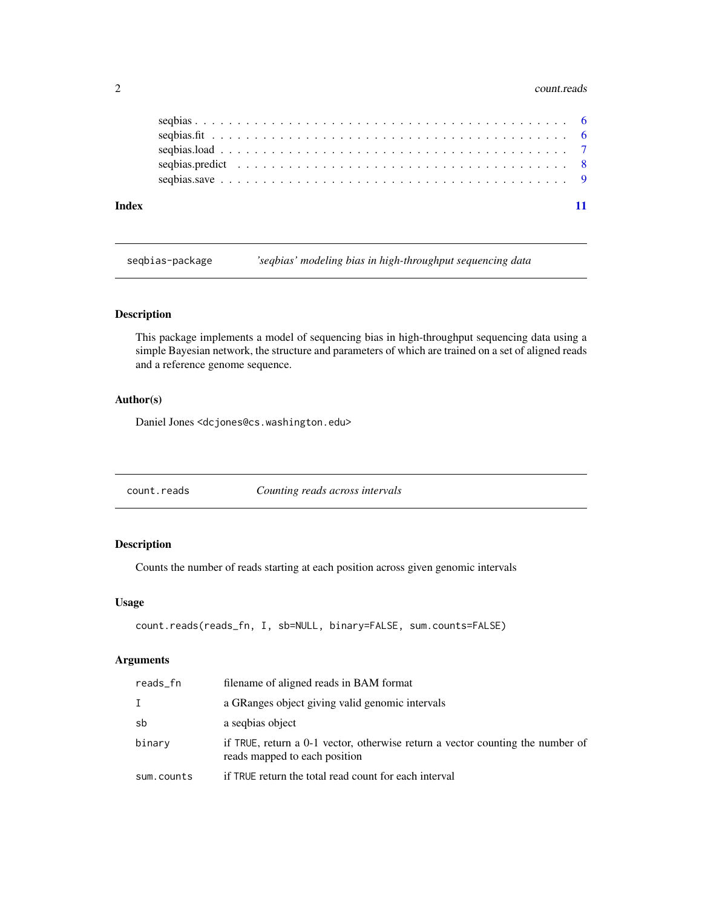| | |
|---|---|
| seqbias | 6 |
| seqbias.fit | 6 |
| seqbias.load | 7 |
| seqbias.predict | 8 |
| seqbias.save | 9 |

**Index** 11

---

## seqbias-package — *'seqbias' modeling bias in high-throughput sequencing data*

### Description

This package implements a model of sequencing bias in high-throughput sequencing data using a simple Bayesian network, the structure and parameters of which are trained on a set of aligned reads and a reference genome sequence.

### Author(s)

Daniel Jones <dcjones@cs.washington.edu>

---

## count.reads — *Counting reads across intervals*

### Description

Counts the number of reads starting at each position across given genomic intervals

### Usage

```
count.reads(reads_fn, I, sb=NULL, binary=FALSE, sum.counts=FALSE)
```

### Arguments

| | |
|---|---|
| reads_fn | filename of aligned reads in BAM format |
| I | a GRanges object giving valid genomic intervals |
| sb | a seqbias object |
| binary | if TRUE, return a 0-1 vector, otherwise return a vector counting the number of reads mapped to each position |
| sum.counts | if TRUE return the total read count for each interval |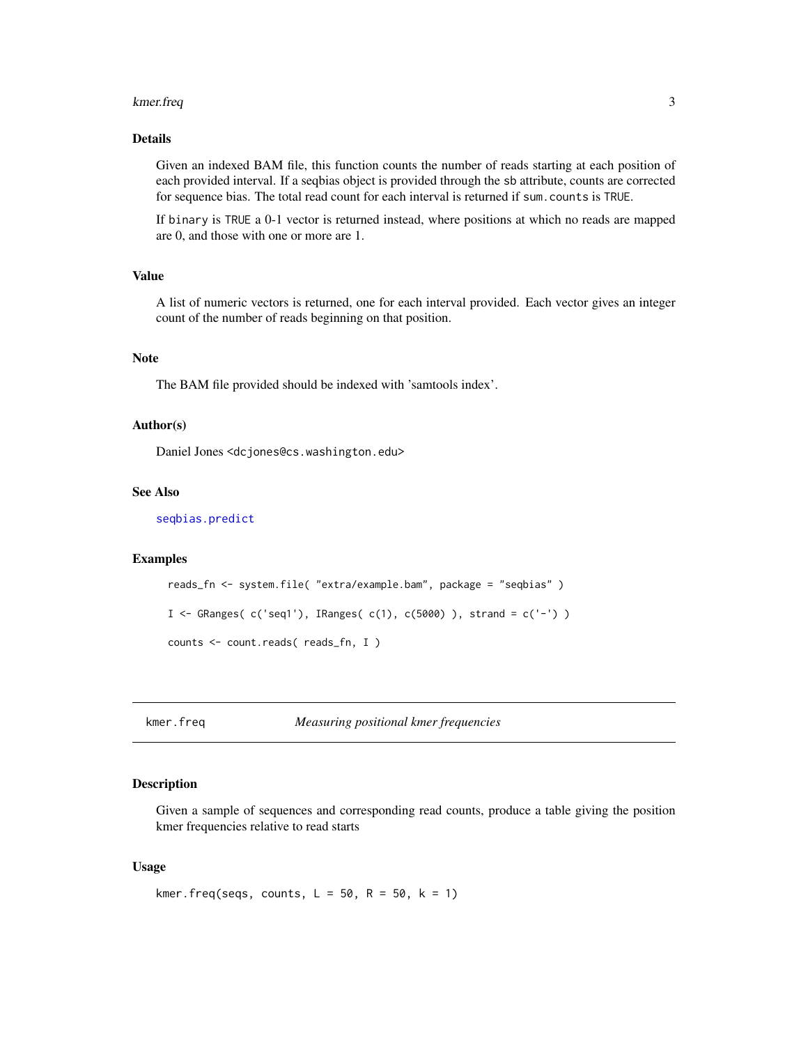## Details

Given an indexed BAM file, this function counts the number of reads starting at each position of each provided interval. If a seqbias object is provided through the `sb` attribute, counts are corrected for sequence bias. The total read count for each interval is returned if `sum.counts` is `TRUE`.

If `binary` is `TRUE` a 0-1 vector is returned instead, where positions at which no reads are mapped are 0, and those with one or more are 1.

## Value

A list of numeric vectors is returned, one for each interval provided. Each vector gives an integer count of the number of reads beginning on that position.

## Note

The BAM file provided should be indexed with 'samtools index'.

## Author(s)

Daniel Jones <dcjones@cs.washington.edu>

## See Also

`seqbias.predict`

## Examples

```
reads_fn <- system.file( "extra/example.bam", package = "seqbias" )

I <- GRanges( c('seq1'), IRanges( c(1), c(5000) ), strand = c('-') )

counts <- count.reads( reads_fn, I )
```

---

# kmer.freq — *Measuring positional kmer frequencies*

---

## Description

Given a sample of sequences and corresponding read counts, produce a table giving the position kmer frequencies relative to read starts

## Usage

```
kmer.freq(seqs, counts, L = 50, R = 50, k = 1)
```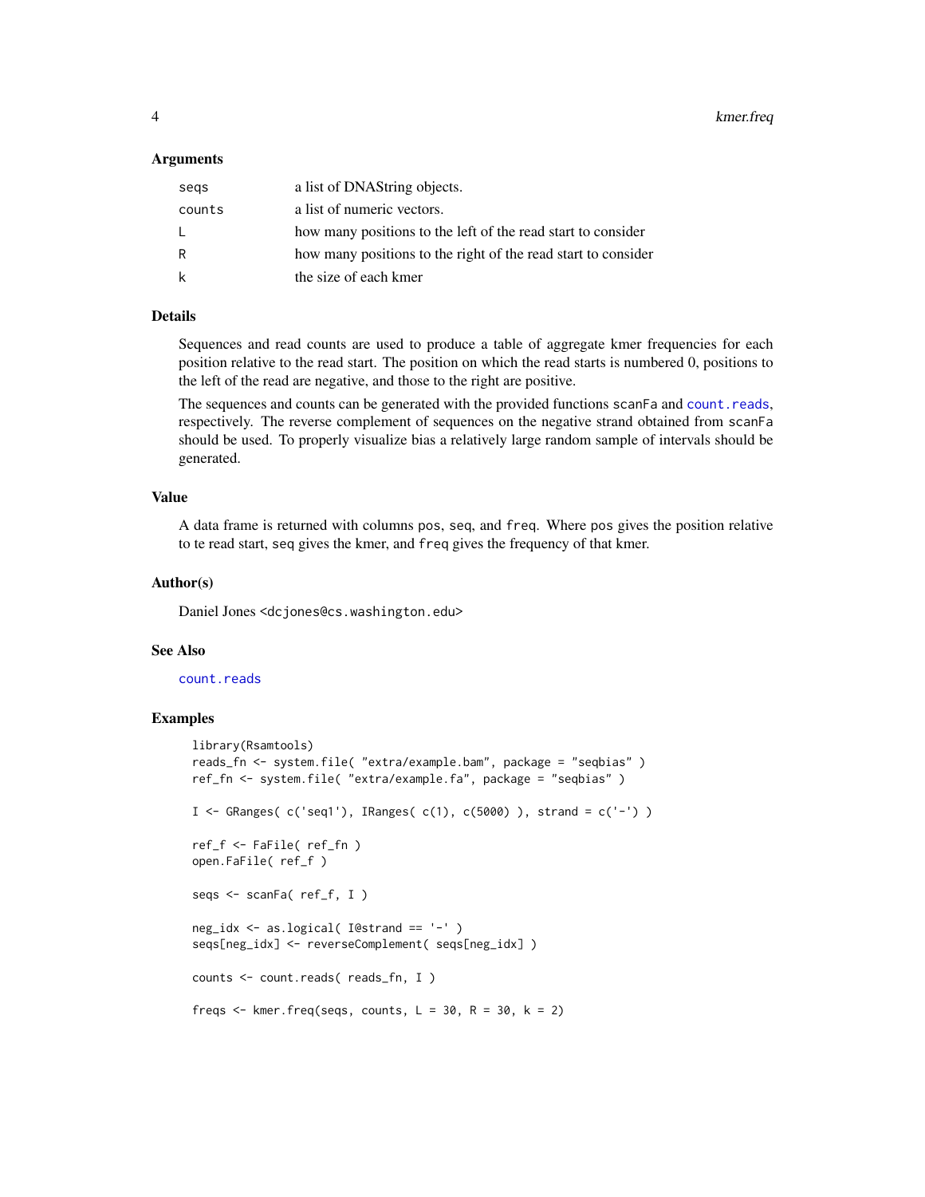### Arguments

| | |
|---|---|
| `seqs` | a list of DNAString objects. |
| `counts` | a list of numeric vectors. |
| `L` | how many positions to the left of the read start to consider |
| `R` | how many positions to the right of the read start to consider |
| `k` | the size of each kmer |

### Details

Sequences and read counts are used to produce a table of aggregate kmer frequencies for each position relative to the read start. The position on which the read starts is numbered 0, positions to the left of the read are negative, and those to the right are positive.

The sequences and counts can be generated with the provided functions `scanFa` and `count.reads`, respectively. The reverse complement of sequences on the negative strand obtained from `scanFa` should be used. To properly visualize bias a relatively large random sample of intervals should be generated.

### Value

A data frame is returned with columns `pos`, `seq`, and `freq`. Where `pos` gives the position relative to te read start, `seq` gives the kmer, and `freq` gives the frequency of that kmer.

### Author(s)

Daniel Jones <dcjones@cs.washington.edu>

### See Also

`count.reads`

### Examples

```
library(Rsamtools)
reads_fn <- system.file( "extra/example.bam", package = "seqbias" )
ref_fn <- system.file( "extra/example.fa", package = "seqbias" )

I <- GRanges( c('seq1'), IRanges( c(1), c(5000) ), strand = c('-') )

ref_f <- FaFile( ref_fn )
open.FaFile( ref_f )

seqs <- scanFa( ref_f, I )

neg_idx <- as.logical( I@strand == '-' )
seqs[neg_idx] <- reverseComplement( seqs[neg_idx] )

counts <- count.reads( reads_fn, I )

freqs <- kmer.freq(seqs, counts, L = 30, R = 30, k = 2)
```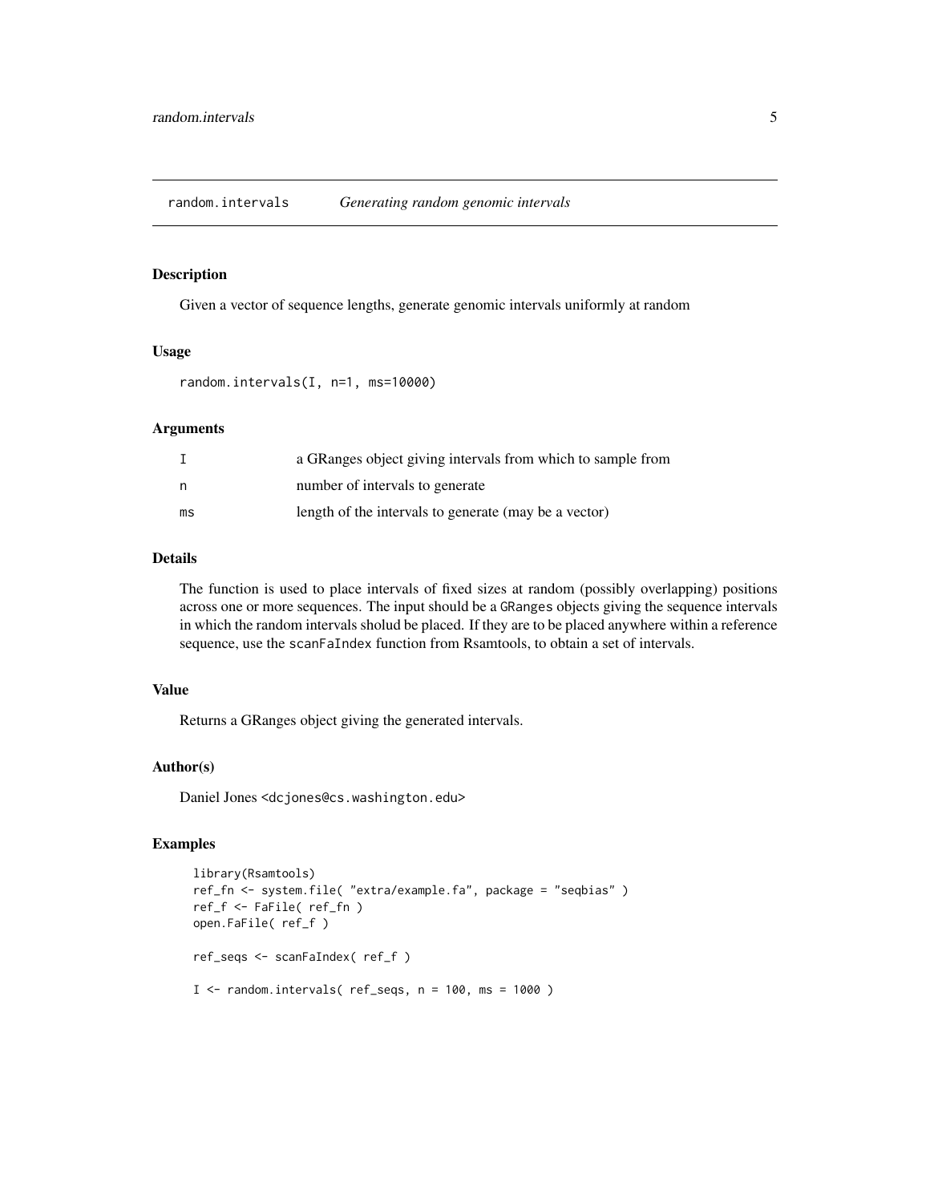## random.intervals *Generating random genomic intervals*

### Description

Given a vector of sequence lengths, generate genomic intervals uniformly at random

### Usage

```
random.intervals(I, n=1, ms=10000)
```

### Arguments

| | |
|---|---|
| I | a GRanges object giving intervals from which to sample from |
| n | number of intervals to generate |
| ms | length of the intervals to generate (may be a vector) |

### Details

The function is used to place intervals of fixed sizes at random (possibly overlapping) positions across one or more sequences. The input should be a `GRanges` objects giving the sequence intervals in which the random intervals sholud be placed. If they are to be placed anywhere within a reference sequence, use the `scanFaIndex` function from Rsamtools, to obtain a set of intervals.

### Value

Returns a GRanges object giving the generated intervals.

### Author(s)

Daniel Jones <dcjones@cs.washington.edu>

### Examples

```
library(Rsamtools)
ref_fn <- system.file( "extra/example.fa", package = "seqbias" )
ref_f <- FaFile( ref_fn )
open.FaFile( ref_f )

ref_seqs <- scanFaIndex( ref_f )

I <- random.intervals( ref_seqs, n = 100, ms = 1000 )
```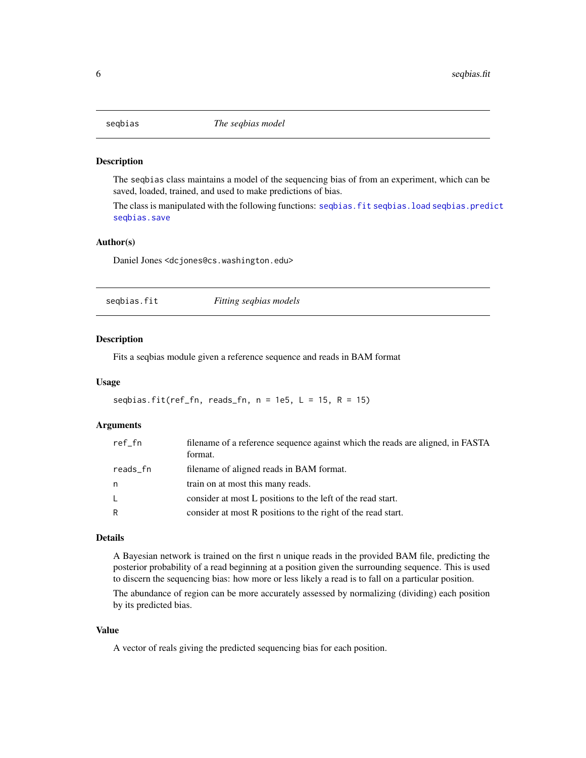## seqbias — *The seqbias model*

### Description

The `seqbias` class maintains a model of the sequencing bias of from an experiment, which can be saved, loaded, trained, and used to make predictions of bias.

The class is manipulated with the following functions: `seqbias.fit` `seqbias.load` `seqbias.predict` `seqbias.save`

### Author(s)

Daniel Jones <dcjones@cs.washington.edu>

## seqbias.fit — *Fitting seqbias models*

### Description

Fits a seqbias module given a reference sequence and reads in BAM format

### Usage

```
seqbias.fit(ref_fn, reads_fn, n = 1e5, L = 15, R = 15)
```

### Arguments

| | |
|---|---|
| `ref_fn` | filename of a reference sequence against which the reads are aligned, in FASTA format. |
| `reads_fn` | filename of aligned reads in BAM format. |
| `n` | train on at most this many reads. |
| `L` | consider at most L positions to the left of the read start. |
| `R` | consider at most R positions to the right of the read start. |

### Details

A Bayesian network is trained on the first `n` unique reads in the provided BAM file, predicting the posterior probability of a read beginning at a position given the surrounding sequence. This is used to discern the sequencing bias: how more or less likely a read is to fall on a particular position.

The abundance of region can be more accurately assessed by normalizing (dividing) each position by its predicted bias.

### Value

A vector of reals giving the predicted sequencing bias for each position.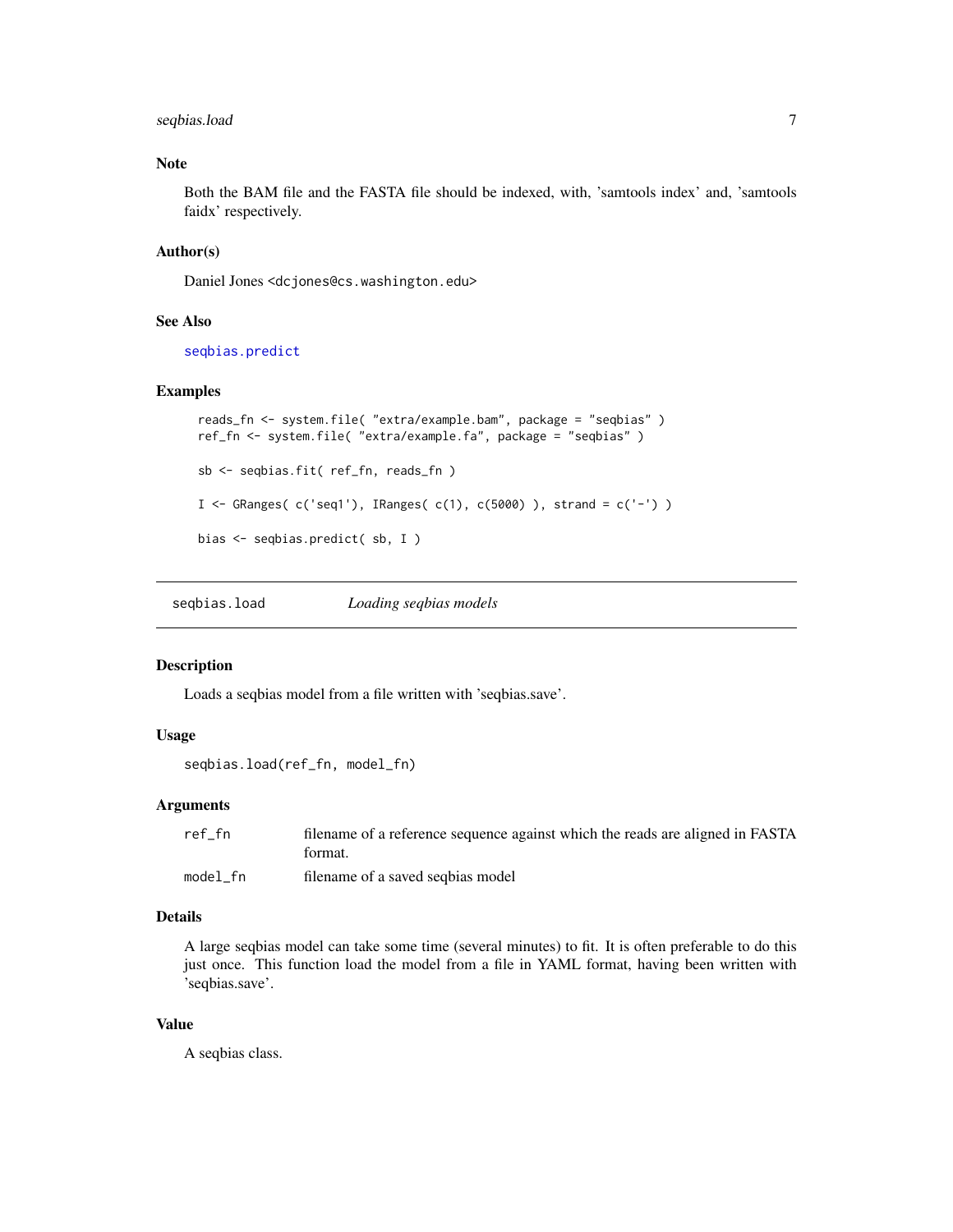### Note

Both the BAM file and the FASTA file should be indexed, with, 'samtools index' and, 'samtools faidx' respectively.

### Author(s)

Daniel Jones <dcjones@cs.washington.edu>

### See Also

seqbias.predict

### Examples

```
reads_fn <- system.file( "extra/example.bam", package = "seqbias" )
ref_fn <- system.file( "extra/example.fa", package = "seqbias" )

sb <- seqbias.fit( ref_fn, reads_fn )

I <- GRanges( c('seq1'), IRanges( c(1), c(5000) ), strand = c('-') )

bias <- seqbias.predict( sb, I )
```

---

## seqbias.load *Loading seqbias models*

---

### Description

Loads a seqbias model from a file written with 'seqbias.save'.

### Usage

```
seqbias.load(ref_fn, model_fn)
```

### Arguments

| | |
|---|---|
| ref_fn | filename of a reference sequence against which the reads are aligned in FASTA format. |
| model_fn | filename of a saved seqbias model |

### Details

A large seqbias model can take some time (several minutes) to fit. It is often preferable to do this just once. This function load the model from a file in YAML format, having been written with 'seqbias.save'.

### Value

A seqbias class.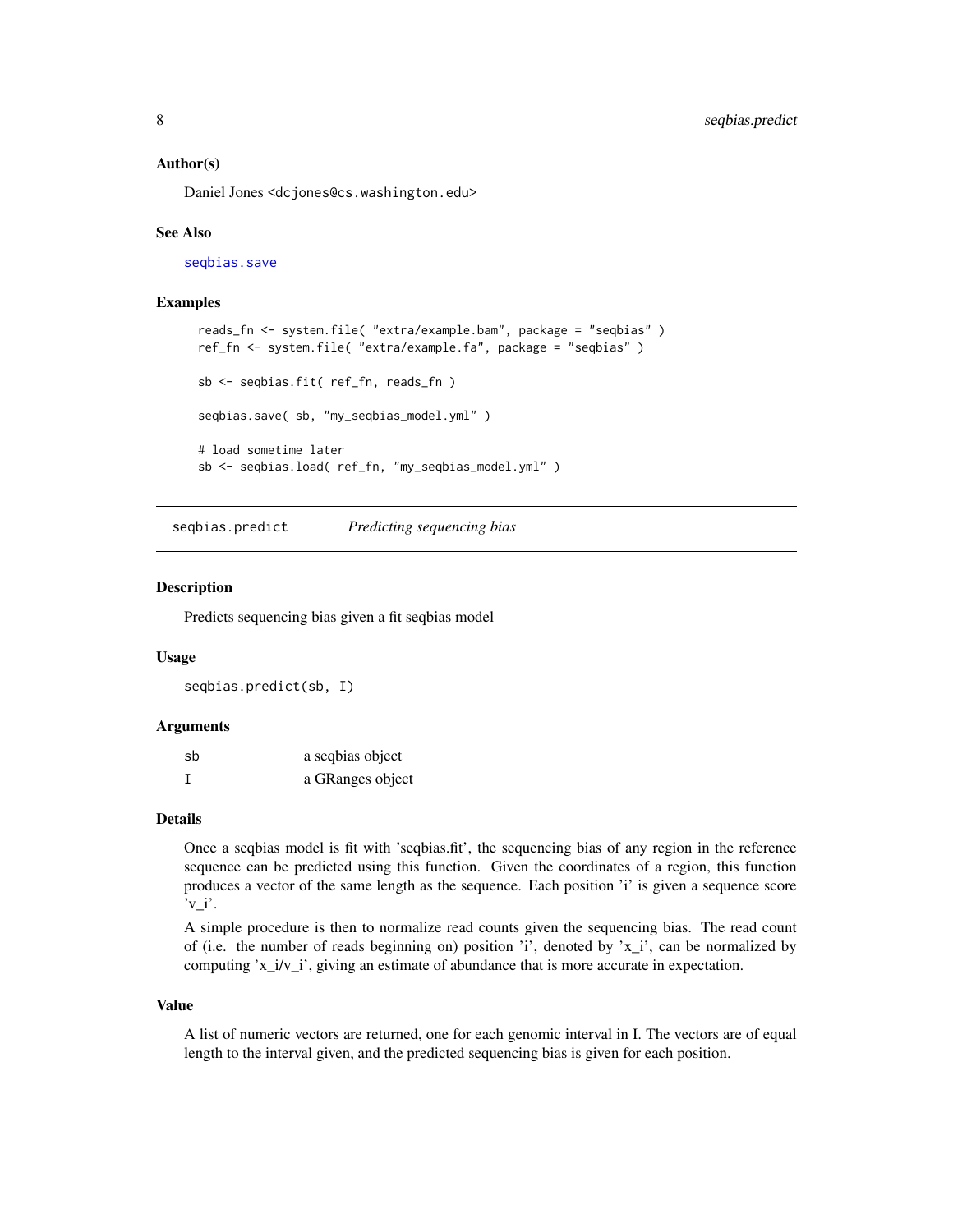### Author(s)

Daniel Jones <dcjones@cs.washington.edu>

### See Also

seqbias.save

### Examples

```
reads_fn <- system.file( "extra/example.bam", package = "seqbias" )
ref_fn <- system.file( "extra/example.fa", package = "seqbias" )

sb <- seqbias.fit( ref_fn, reads_fn )

seqbias.save( sb, "my_seqbias_model.yml" )

# load sometime later
sb <- seqbias.load( ref_fn, "my_seqbias_model.yml" )
```

---

## seqbias.predict    *Predicting sequencing bias*

### Description

Predicts sequencing bias given a fit seqbias model

### Usage

```
seqbias.predict(sb, I)
```

### Arguments

| | |
|---|---|
| sb | a seqbias object |
| I | a GRanges object |

### Details

Once a seqbias model is fit with 'seqbias.fit', the sequencing bias of any region in the reference sequence can be predicted using this function. Given the coordinates of a region, this function produces a vector of the same length as the sequence. Each position 'i' is given a sequence score 'v_i'.

A simple procedure is then to normalize read counts given the sequencing bias. The read count of (i.e. the number of reads beginning on) position 'i', denoted by 'x_i', can be normalized by computing 'x_i/v_i', giving an estimate of abundance that is more accurate in expectation.

### Value

A list of numeric vectors are returned, one for each genomic interval in I. The vectors are of equal length to the interval given, and the predicted sequencing bias is given for each position.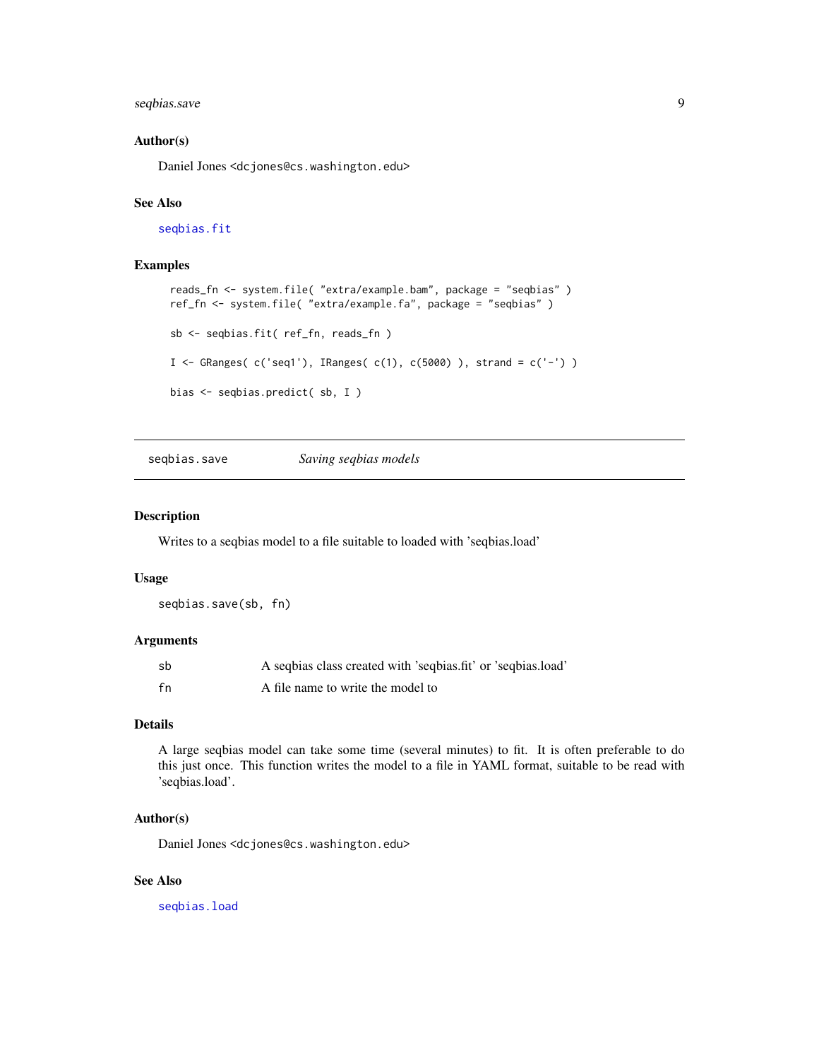## Author(s)

Daniel Jones <dcjones@cs.washington.edu>

## See Also

`seqbias.fit`

## Examples

```
reads_fn <- system.file( "extra/example.bam", package = "seqbias" )
ref_fn <- system.file( "extra/example.fa", package = "seqbias" )

sb <- seqbias.fit( ref_fn, reads_fn )

I <- GRanges( c('seq1'), IRanges( c(1), c(5000) ), strand = c('-') )

bias <- seqbias.predict( sb, I )
```

---

# seqbias.save — *Saving seqbias models*

## Description

Writes to a seqbias model to a file suitable to loaded with 'seqbias.load'

## Usage

```
seqbias.save(sb, fn)
```

## Arguments

| | |
|---|---|
| sb | A seqbias class created with 'seqbias.fit' or 'seqbias.load' |
| fn | A file name to write the model to |

## Details

A large seqbias model can take some time (several minutes) to fit. It is often preferable to do this just once. This function writes the model to a file in YAML format, suitable to be read with 'seqbias.load'.

## Author(s)

Daniel Jones <dcjones@cs.washington.edu>

## See Also

`seqbias.load`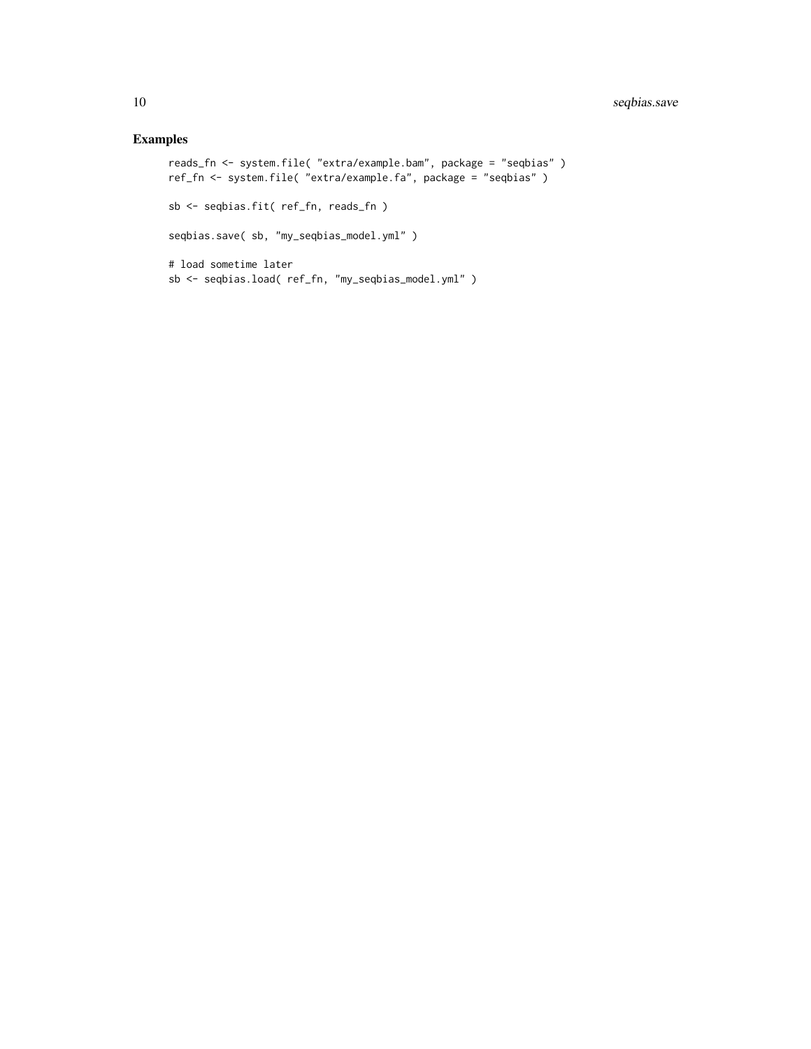## Examples

```
reads_fn <- system.file( "extra/example.bam", package = "seqbias" )
ref_fn <- system.file( "extra/example.fa", package = "seqbias" )

sb <- seqbias.fit( ref_fn, reads_fn )

seqbias.save( sb, "my_seqbias_model.yml" )

# load sometime later
sb <- seqbias.load( ref_fn, "my_seqbias_model.yml" )
```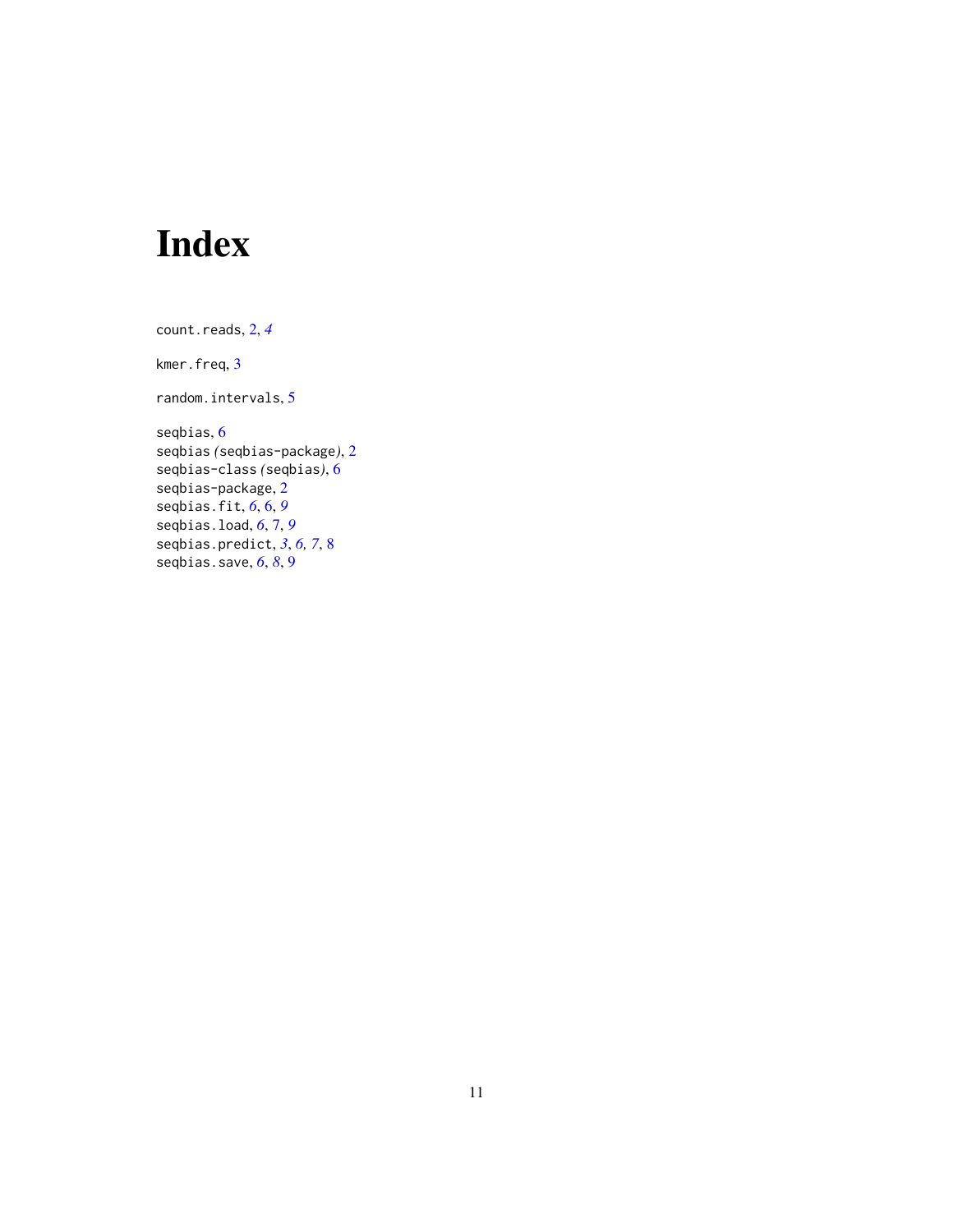# Index

count.reads, 2, *4*

kmer.freq, 3

random.intervals, 5

seqbias, 6
seqbias *(*seqbias-package*)*, 2
seqbias-class *(*seqbias*)*, 6
seqbias-package, 2
seqbias.fit, *6*, 6, *9*
seqbias.load, *6*, 7, *9*
seqbias.predict, *3*, *6, 7*, 8
seqbias.save, *6*, *8*, 9